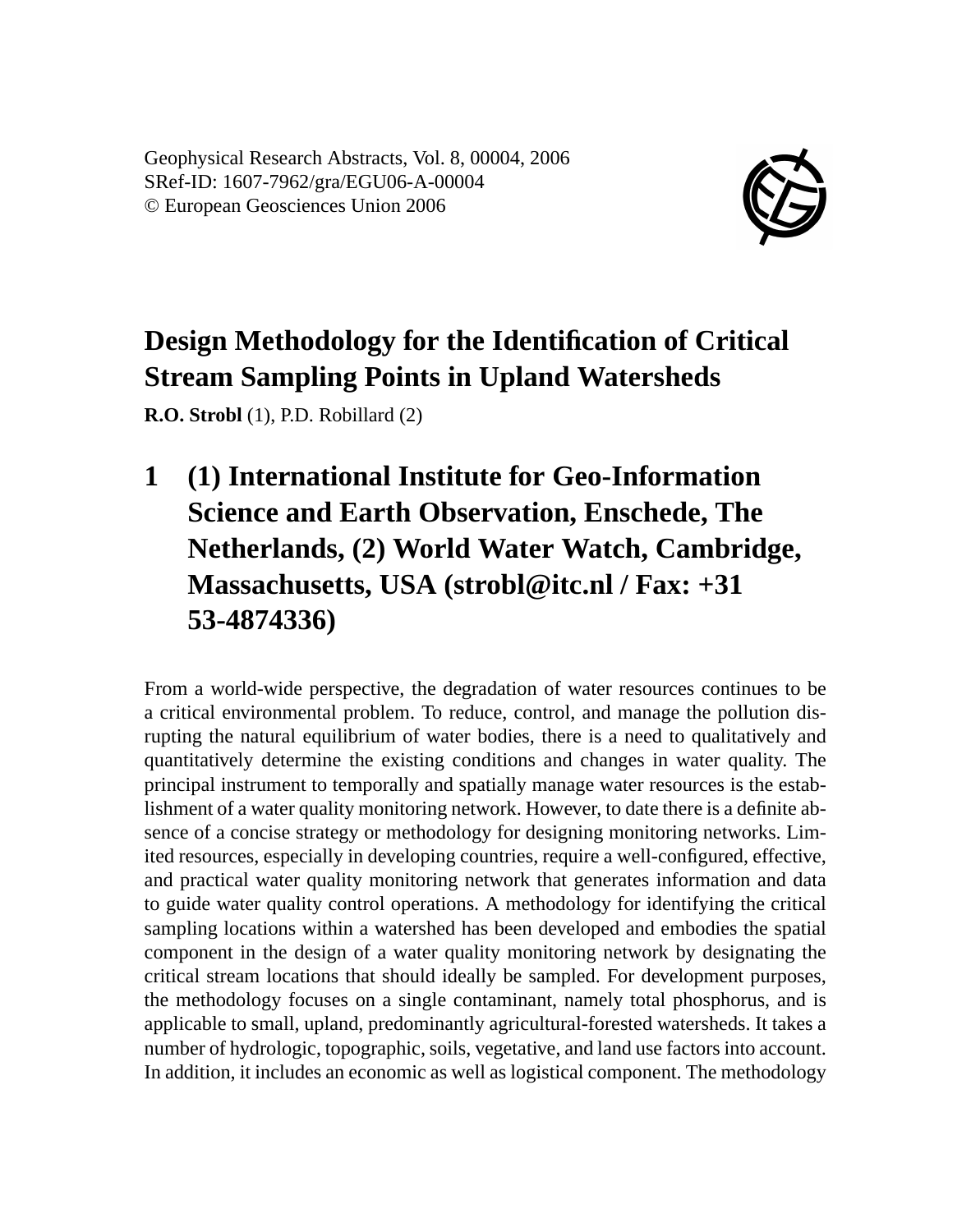Geophysical Research Abstracts, Vol. 8, 00004, 2006
SRef-ID: 1607-7962/gra/EGU06-A-00004
© European Geosciences Union 2006

# Design Methodology for the Identification of Critical Stream Sampling Points in Upland Watersheds

**R.O. Strobl** (1), P.D. Robillard (2)

## 1 (1) International Institute for Geo-Information Science and Earth Observation, Enschede, The Netherlands, (2) World Water Watch, Cambridge, Massachusetts, USA (strobl@itc.nl / Fax: +31 53-4874336)

From a world-wide perspective, the degradation of water resources continues to be a critical environmental problem. To reduce, control, and manage the pollution disrupting the natural equilibrium of water bodies, there is a need to qualitatively and quantitatively determine the existing conditions and changes in water quality. The principal instrument to temporally and spatially manage water resources is the establishment of a water quality monitoring network. However, to date there is a definite absence of a concise strategy or methodology for designing monitoring networks. Limited resources, especially in developing countries, require a well-configured, effective, and practical water quality monitoring network that generates information and data to guide water quality control operations. A methodology for identifying the critical sampling locations within a watershed has been developed and embodies the spatial component in the design of a water quality monitoring network by designating the critical stream locations that should ideally be sampled. For development purposes, the methodology focuses on a single contaminant, namely total phosphorus, and is applicable to small, upland, predominantly agricultural-forested watersheds. It takes a number of hydrologic, topographic, soils, vegetative, and land use factors into account. In addition, it includes an economic as well as logistical component. The methodology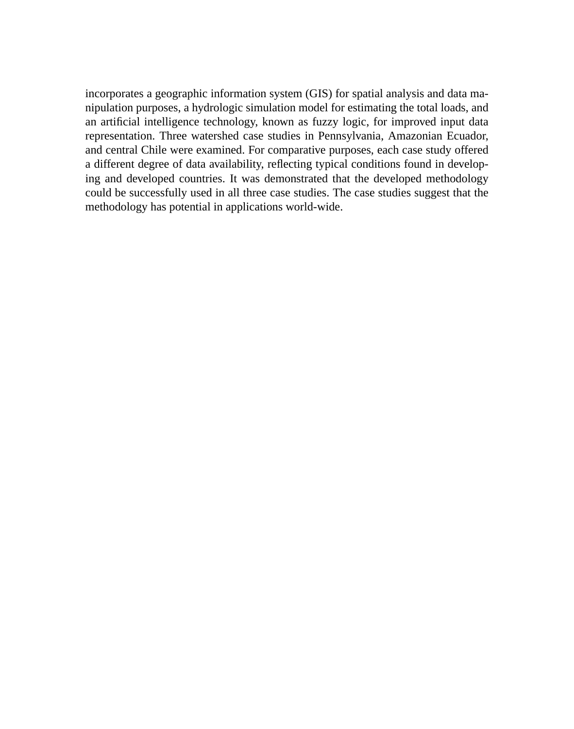incorporates a geographic information system (GIS) for spatial analysis and data manipulation purposes, a hydrologic simulation model for estimating the total loads, and an artificial intelligence technology, known as fuzzy logic, for improved input data representation. Three watershed case studies in Pennsylvania, Amazonian Ecuador, and central Chile were examined. For comparative purposes, each case study offered a different degree of data availability, reflecting typical conditions found in developing and developed countries. It was demonstrated that the developed methodology could be successfully used in all three case studies. The case studies suggest that the methodology has potential in applications world-wide.